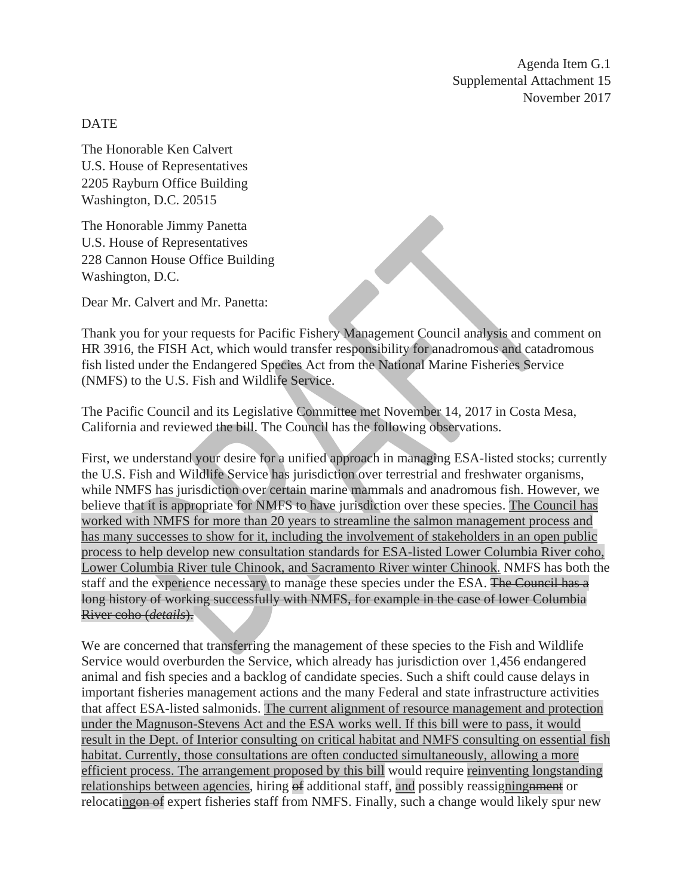Agenda Item G.1
Supplemental Attachment 15
November 2017

DATE

The Honorable Ken Calvert
U.S. House of Representatives
2205 Rayburn Office Building
Washington, D.C. 20515

The Honorable Jimmy Panetta
U.S. House of Representatives
228 Cannon House Office Building
Washington, D.C.

Dear Mr. Calvert and Mr. Panetta:

Thank you for your requests for Pacific Fishery Management Council analysis and comment on HR 3916, the FISH Act, which would transfer responsibility for anadromous and catadromous fish listed under the Endangered Species Act from the National Marine Fisheries Service (NMFS) to the U.S. Fish and Wildlife Service.

The Pacific Council and its Legislative Committee met November 14, 2017 in Costa Mesa, California and reviewed the bill. The Council has the following observations.

First, we understand your desire for a unified approach in managing ESA-listed stocks; currently the U.S. Fish and Wildlife Service has jurisdiction over terrestrial and freshwater organisms, while NMFS has jurisdiction over certain marine mammals and anadromous fish. However, we believe that it is appropriate for NMFS to have jurisdiction over these species. The Council has worked with NMFS for more than 20 years to streamline the salmon management process and has many successes to show for it, including the involvement of stakeholders in an open public process to help develop new consultation standards for ESA-listed Lower Columbia River coho, Lower Columbia River tule Chinook, and Sacramento River winter Chinook. NMFS has both the staff and the experience necessary to manage these species under the ESA. ~~The Council has a long history of working successfully with NMFS, for example in the case of lower Columbia River coho (*details*).~~

We are concerned that transferring the management of these species to the Fish and Wildlife Service would overburden the Service, which already has jurisdiction over 1,456 endangered animal and fish species and a backlog of candidate species. Such a shift could cause delays in important fisheries management actions and the many Federal and state infrastructure activities that affect ESA-listed salmonids. The current alignment of resource management and protection under the Magnuson-Stevens Act and the ESA works well. If this bill were to pass, it would result in the Dept. of Interior consulting on critical habitat and NMFS consulting on essential fish habitat. Currently, those consultations are often conducted simultaneously, allowing a more efficient process. The arrangement proposed by this bill would require reinventing longstanding relationships between agencies, hiring ~~of~~ additional staff, and possibly reassigning~~nment~~ or relocating~~on of~~ expert fisheries staff from NMFS. Finally, such a change would likely spur new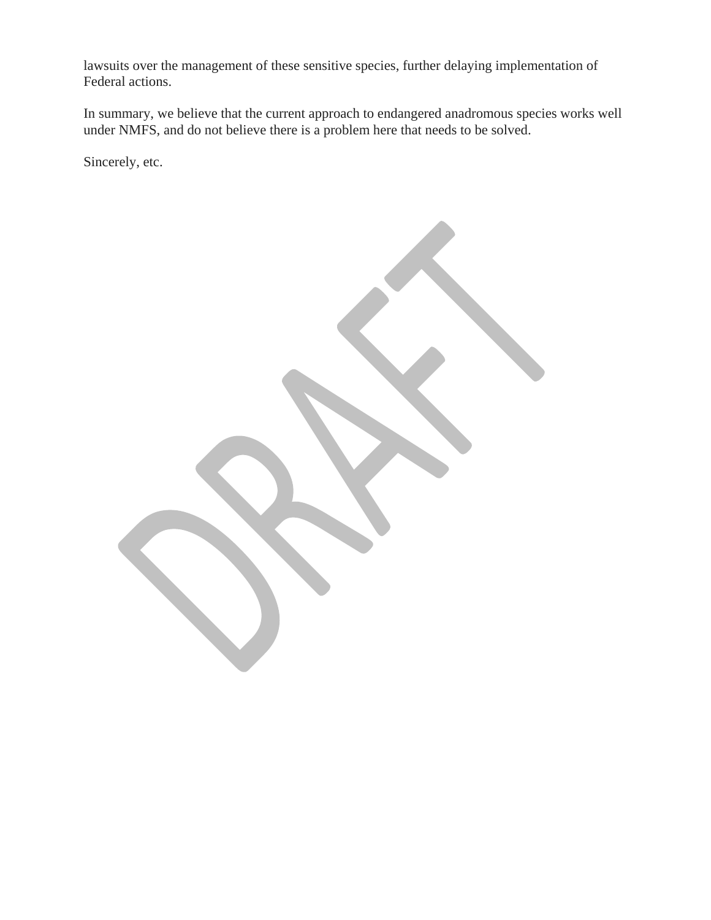lawsuits over the management of these sensitive species, further delaying implementation of Federal actions.

In summary, we believe that the current approach to endangered anadromous species works well under NMFS, and do not believe there is a problem here that needs to be solved.

Sincerely, etc.